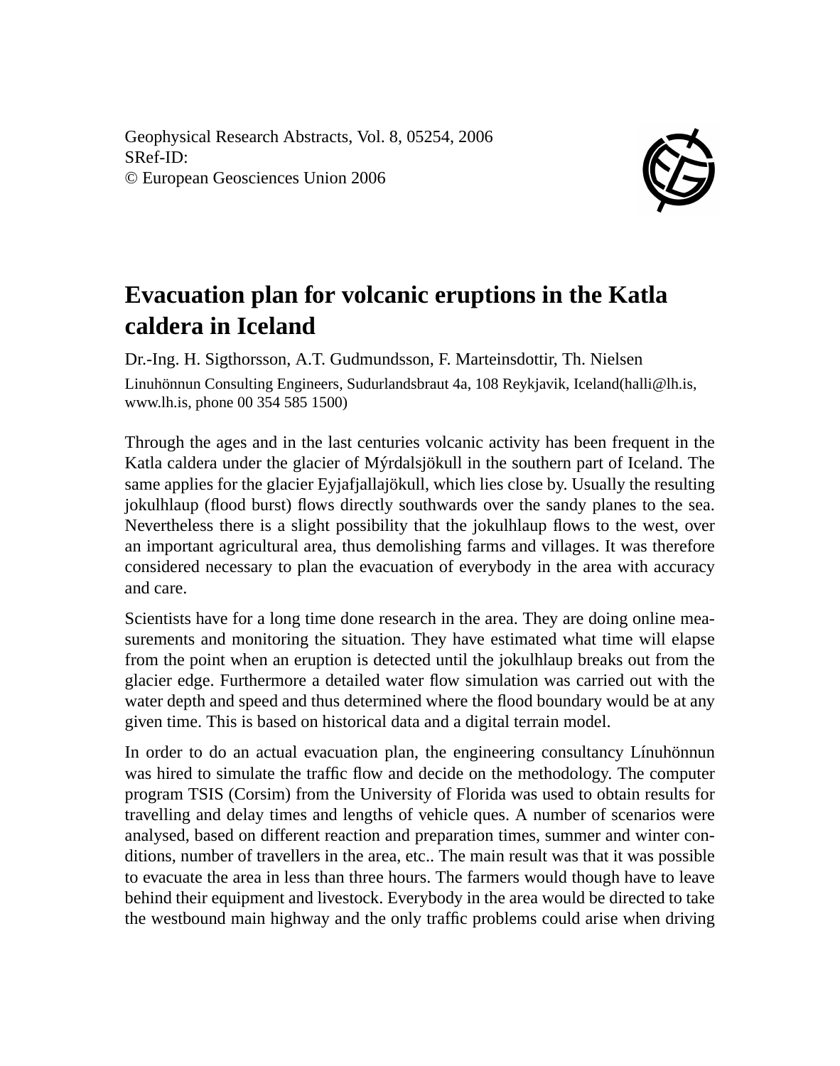Geophysical Research Abstracts, Vol. 8, 05254, 2006
SRef-ID:
© European Geosciences Union 2006

# Evacuation plan for volcanic eruptions in the Katla caldera in Iceland

Dr.-Ing. H. Sigthorsson, A.T. Gudmundsson, F. Marteinsdottir, Th. Nielsen

Linuhönnun Consulting Engineers, Sudurlandsbraut 4a, 108 Reykjavik, Iceland(halli@lh.is, www.lh.is, phone 00 354 585 1500)

Through the ages and in the last centuries volcanic activity has been frequent in the Katla caldera under the glacier of Mýrdalsjökull in the southern part of Iceland. The same applies for the glacier Eyjafjallajökull, which lies close by. Usually the resulting jokulhlaup (flood burst) flows directly southwards over the sandy planes to the sea. Nevertheless there is a slight possibility that the jokulhlaup flows to the west, over an important agricultural area, thus demolishing farms and villages. It was therefore considered necessary to plan the evacuation of everybody in the area with accuracy and care.

Scientists have for a long time done research in the area. They are doing online measurements and monitoring the situation. They have estimated what time will elapse from the point when an eruption is detected until the jokulhlaup breaks out from the glacier edge. Furthermore a detailed water flow simulation was carried out with the water depth and speed and thus determined where the flood boundary would be at any given time. This is based on historical data and a digital terrain model.

In order to do an actual evacuation plan, the engineering consultancy Línuhönnun was hired to simulate the traffic flow and decide on the methodology. The computer program TSIS (Corsim) from the University of Florida was used to obtain results for travelling and delay times and lengths of vehicle ques. A number of scenarios were analysed, based on different reaction and preparation times, summer and winter conditions, number of travellers in the area, etc.. The main result was that it was possible to evacuate the area in less than three hours. The farmers would though have to leave behind their equipment and livestock. Everybody in the area would be directed to take the westbound main highway and the only traffic problems could arise when driving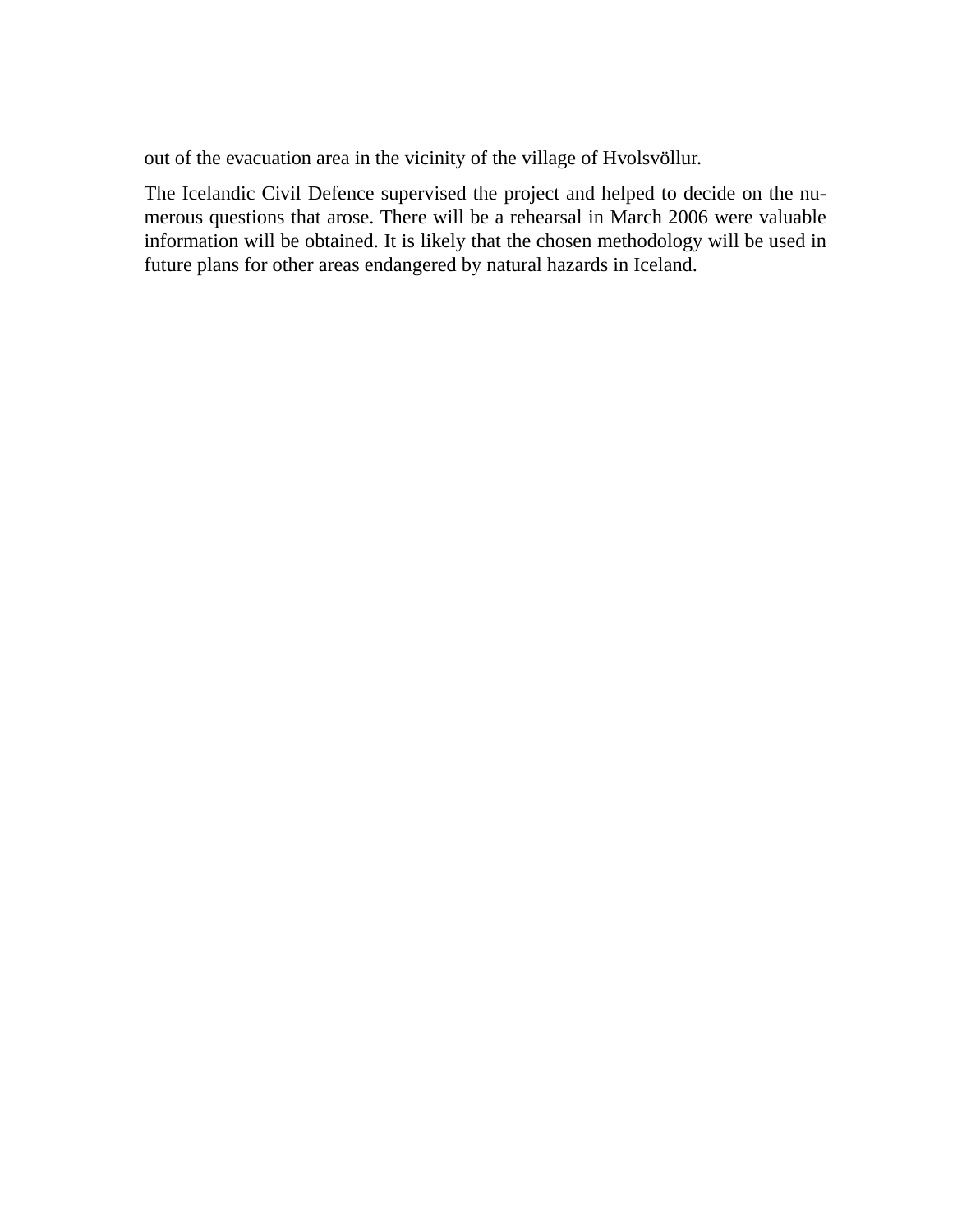out of the evacuation area in the vicinity of the village of Hvolsvöllur.

The Icelandic Civil Defence supervised the project and helped to decide on the numerous questions that arose. There will be a rehearsal in March 2006 were valuable information will be obtained. It is likely that the chosen methodology will be used in future plans for other areas endangered by natural hazards in Iceland.